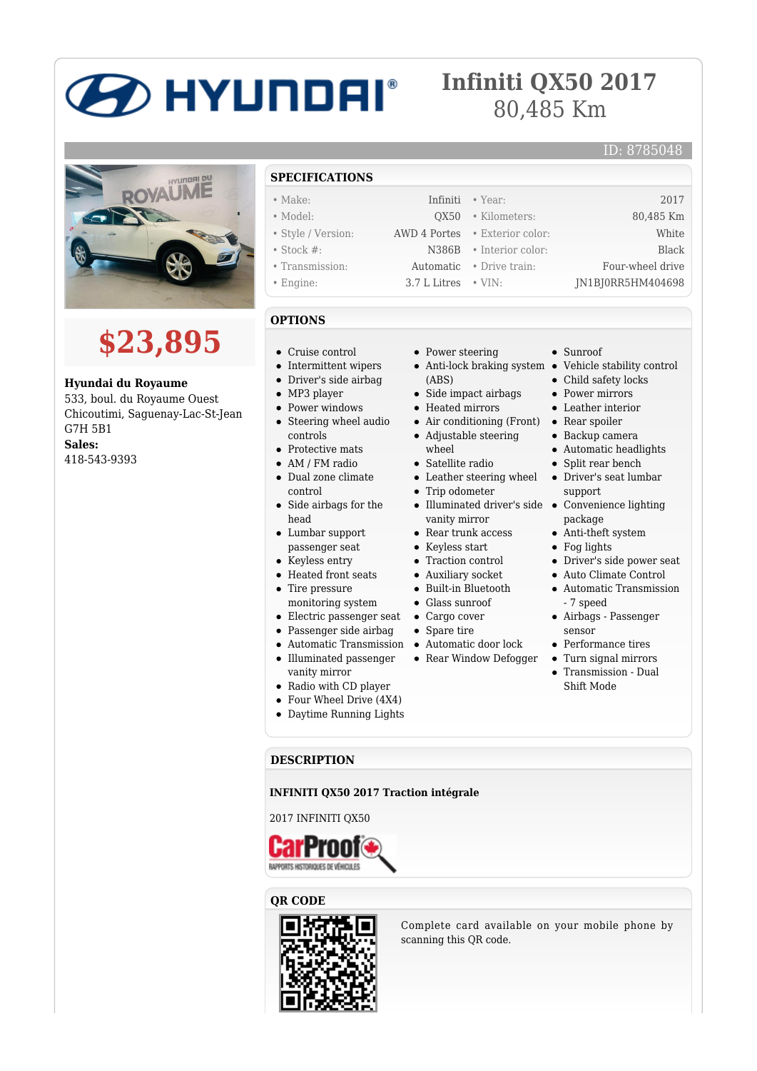# Infiniti QX50 2017

80,485 Km

ID: 8785048

## $23,895

**Hyundai du Royaume**
533, boul. du Royaume Ouest
Chicoutimi, Saguenay-Lac-St-Jean
G7H 5B1
**Sales:**
418-543-9393

## SPECIFICATIONS

| | | | |
|---|---|---|---|
| • Make: | Infiniti | • Year: | 2017 |
| • Model: | QX50 | • Kilometers: | 80,485 Km |
| • Style / Version: | AWD 4 Portes | • Exterior color: | White |
| • Stock #: | N386B | • Interior color: | Black |
| • Transmission: | Automatic | • Drive train: | Four-wheel drive |
| • Engine: | 3.7 L Litres | • VIN: | JN1BJ0RR5HM404698 |

## OPTIONS

- Cruise control
- Intermittent wipers
- Driver's side airbag
- MP3 player
- Power windows
- Steering wheel audio controls
- Protective mats
- AM / FM radio
- Dual zone climate control
- Side airbags for the head
- Lumbar support passenger seat
- Keyless entry
- Heated front seats
- Tire pressure monitoring system
- Electric passenger seat
- Passenger side airbag
- Automatic Transmission
- Illuminated passenger vanity mirror
- Radio with CD player
- Four Wheel Drive (4X4)
- Daytime Running Lights
- Power steering
- Anti-lock braking system (ABS)
- Side impact airbags
- Heated mirrors
- Air conditioning (Front)
- Adjustable steering wheel
- Satellite radio
- Leather steering wheel
- Trip odometer
- Illuminated driver's side vanity mirror
- Rear trunk access
- Keyless start
- Traction control
- Auxiliary socket
- Built-in Bluetooth
- Glass sunroof
- Cargo cover
- Spare tire
- Automatic door lock
- Rear Window Defogger
- Sunroof
- Vehicle stability control
- Child safety locks
- Power mirrors
- Leather interior
- Rear spoiler
- Backup camera
- Automatic headlights
- Split rear bench
- Driver's seat lumbar support
- Convenience lighting package
- Anti-theft system
- Fog lights
- Driver's side power seat
- Auto Climate Control
- Automatic Transmission - 7 speed
- Airbags - Passenger sensor
- Performance tires
- Turn signal mirrors
- Transmission - Dual Shift Mode

## DESCRIPTION

**INFINITI QX50 2017 Traction intégrale**

2017 INFINITI QX50

CarProof
RAPPORTS HISTORIQUES DE VÉHICULES

## QR CODE

Complete card available on your mobile phone by scanning this QR code.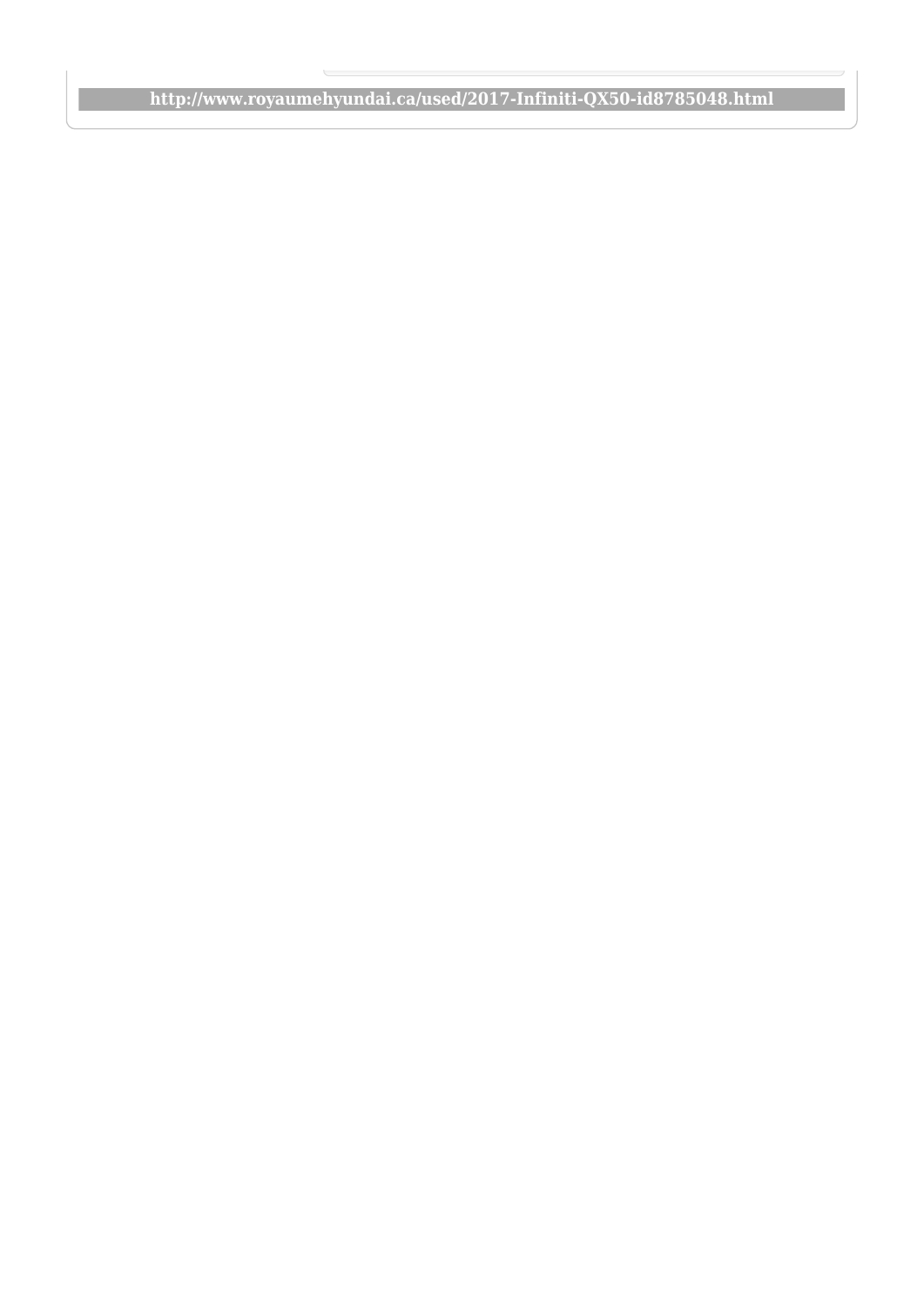**http://www.royaumehyundai.ca/used/2017-Infiniti-QX50-id8785048.html**